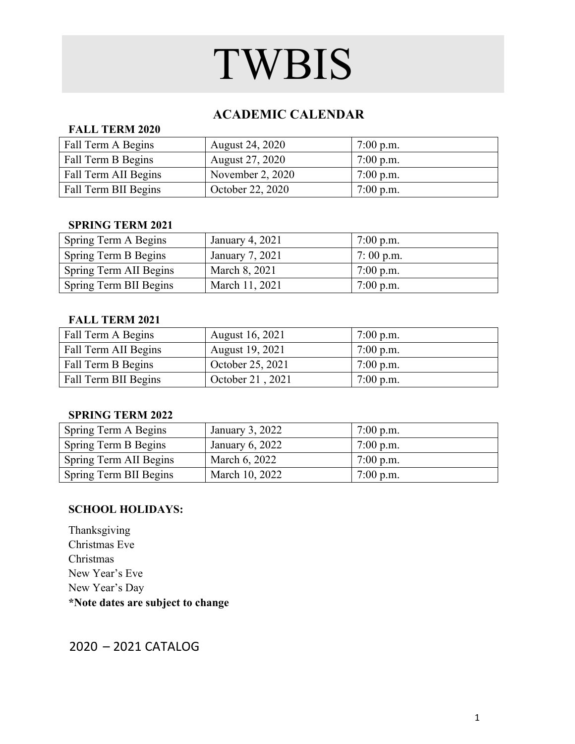# TWBIS

## ACADEMIC CALENDAR

### FALL TERM 2020

| | | |
|---|---|---|
| Fall Term A Begins | August 24, 2020 | 7:00 p.m. |
| Fall Term B Begins | August 27, 2020 | 7:00 p.m. |
| Fall Term AII Begins | November 2, 2020 | 7:00 p.m. |
| Fall Term BII Begins | October 22, 2020 | 7:00 p.m. |

### SPRING TERM 2021

| | | |
|---|---|---|
| Spring Term A Begins | January 4, 2021 | 7:00 p.m. |
| Spring Term B Begins | January 7, 2021 | 7: 00 p.m. |
| Spring Term AII Begins | March 8, 2021 | 7:00 p.m. |
| Spring Term BII Begins | March 11, 2021 | 7:00 p.m. |

### FALL TERM 2021

| | | |
|---|---|---|
| Fall Term A Begins | August 16, 2021 | 7:00 p.m. |
| Fall Term AII Begins | August 19, 2021 | 7:00 p.m. |
| Fall Term B Begins | October 25, 2021 | 7:00 p.m. |
| Fall Term BII Begins | October 21 , 2021 | 7:00 p.m. |

### SPRING TERM 2022

| | | |
|---|---|---|
| Spring Term A Begins | January 3, 2022 | 7:00 p.m. |
| Spring Term B Begins | January 6, 2022 | 7:00 p.m. |
| Spring Term AII Begins | March 6, 2022 | 7:00 p.m. |
| Spring Term BII Begins | March 10, 2022 | 7:00 p.m. |

**SCHOOL HOLIDAYS:**

Thanksgiving
Christmas Eve
Christmas
New Year's Eve
New Year's Day
**\*Note dates are subject to change**

2020 – 2021 CATALOG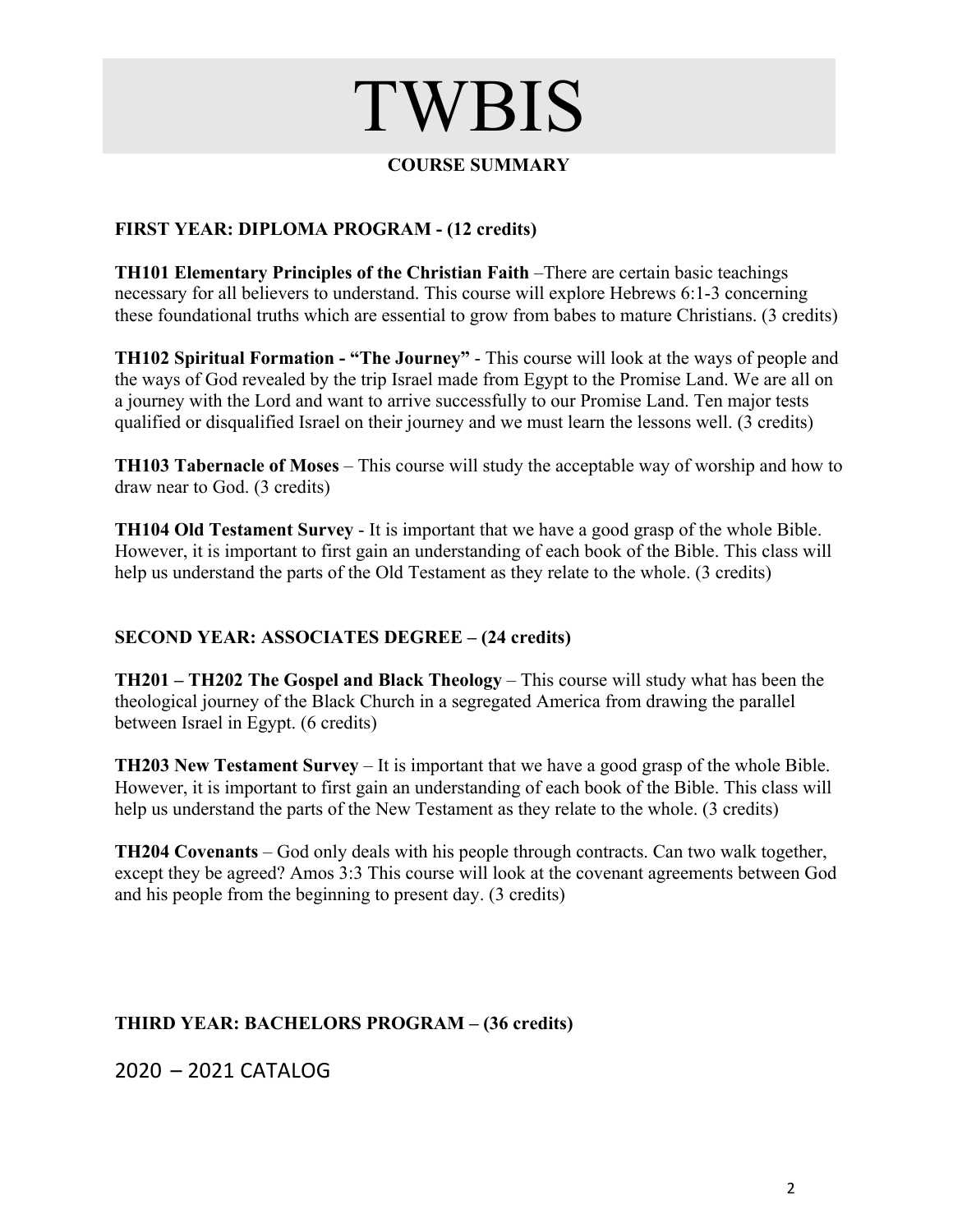# TWBIS

## COURSE SUMMARY

### FIRST YEAR: DIPLOMA PROGRAM - (12 credits)

**TH101 Elementary Principles of the Christian Faith** –There are certain basic teachings necessary for all believers to understand. This course will explore Hebrews 6:1-3 concerning these foundational truths which are essential to grow from babes to mature Christians. (3 credits)

**TH102 Spiritual Formation - "The Journey"** - This course will look at the ways of people and the ways of God revealed by the trip Israel made from Egypt to the Promise Land. We are all on a journey with the Lord and want to arrive successfully to our Promise Land. Ten major tests qualified or disqualified Israel on their journey and we must learn the lessons well. (3 credits)

**TH103 Tabernacle of Moses** – This course will study the acceptable way of worship and how to draw near to God. (3 credits)

**TH104 Old Testament Survey** - It is important that we have a good grasp of the whole Bible. However, it is important to first gain an understanding of each book of the Bible. This class will help us understand the parts of the Old Testament as they relate to the whole. (3 credits)

### SECOND YEAR: ASSOCIATES DEGREE – (24 credits)

**TH201 – TH202 The Gospel and Black Theology** – This course will study what has been the theological journey of the Black Church in a segregated America from drawing the parallel between Israel in Egypt. (6 credits)

**TH203 New Testament Survey** – It is important that we have a good grasp of the whole Bible. However, it is important to first gain an understanding of each book of the Bible. This class will help us understand the parts of the New Testament as they relate to the whole. (3 credits)

**TH204 Covenants** – God only deals with his people through contracts. Can two walk together, except they be agreed? Amos 3:3 This course will look at the covenant agreements between God and his people from the beginning to present day. (3 credits)

### THIRD YEAR: BACHELORS PROGRAM – (36 credits)

2020 – 2021 CATALOG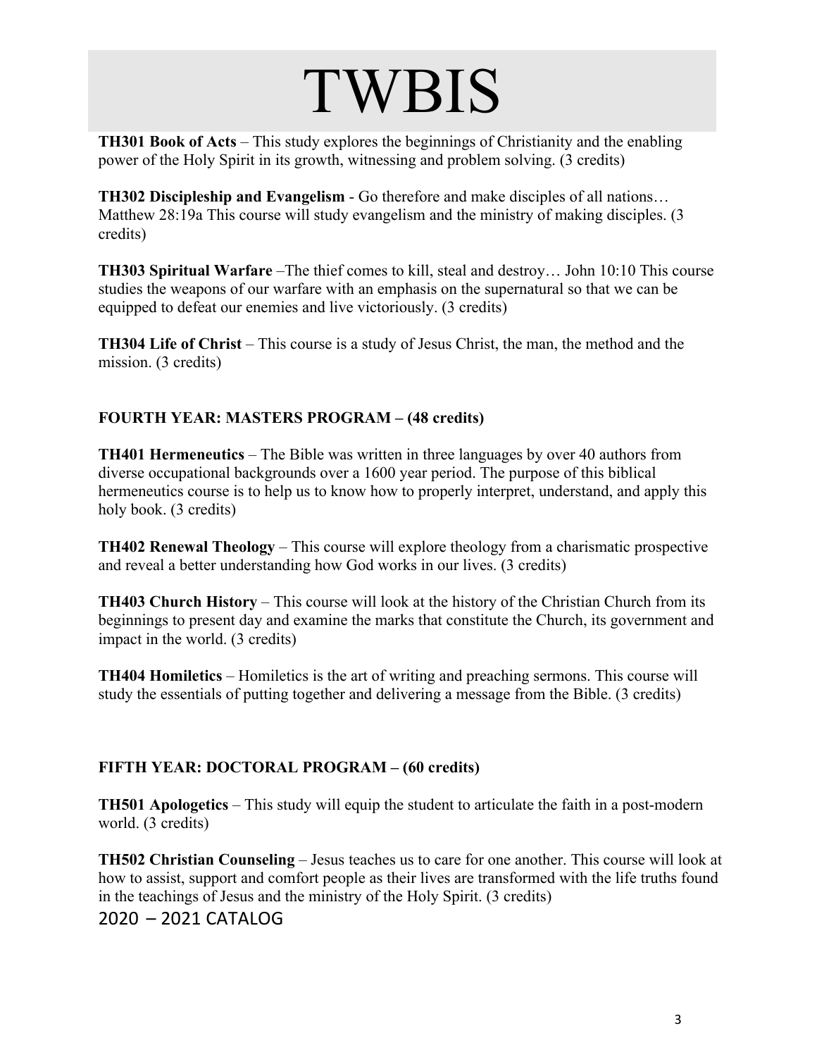**TH301 Book of Acts** – This study explores the beginnings of Christianity and the enabling power of the Holy Spirit in its growth, witnessing and problem solving. (3 credits)

**TH302 Discipleship and Evangelism** - Go therefore and make disciples of all nations… Matthew 28:19a This course will study evangelism and the ministry of making disciples. (3 credits)

**TH303 Spiritual Warfare** –The thief comes to kill, steal and destroy… John 10:10 This course studies the weapons of our warfare with an emphasis on the supernatural so that we can be equipped to defeat our enemies and live victoriously. (3 credits)

**TH304 Life of Christ** – This course is a study of Jesus Christ, the man, the method and the mission. (3 credits)

## FOURTH YEAR: MASTERS PROGRAM – (48 credits)

**TH401 Hermeneutics** – The Bible was written in three languages by over 40 authors from diverse occupational backgrounds over a 1600 year period. The purpose of this biblical hermeneutics course is to help us to know how to properly interpret, understand, and apply this holy book. (3 credits)

**TH402 Renewal Theology** – This course will explore theology from a charismatic prospective and reveal a better understanding how God works in our lives. (3 credits)

**TH403 Church History** – This course will look at the history of the Christian Church from its beginnings to present day and examine the marks that constitute the Church, its government and impact in the world. (3 credits)

**TH404 Homiletics** – Homiletics is the art of writing and preaching sermons. This course will study the essentials of putting together and delivering a message from the Bible. (3 credits)

## FIFTH YEAR: DOCTORAL PROGRAM – (60 credits)

**TH501 Apologetics** – This study will equip the student to articulate the faith in a post-modern world. (3 credits)

**TH502 Christian Counseling** – Jesus teaches us to care for one another. This course will look at how to assist, support and comfort people as their lives are transformed with the life truths found in the teachings of Jesus and the ministry of the Holy Spirit. (3 credits)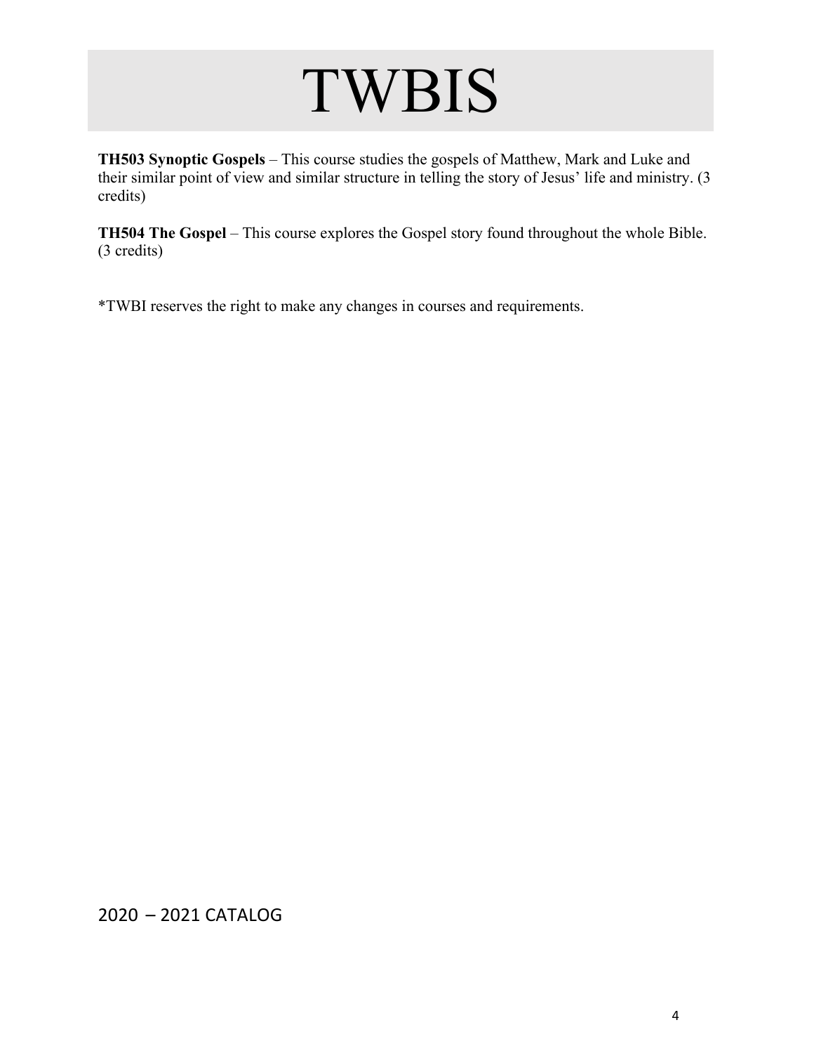**TH503 Synoptic Gospels** – This course studies the gospels of Matthew, Mark and Luke and their similar point of view and similar structure in telling the story of Jesus' life and ministry. (3 credits)

**TH504 The Gospel** – This course explores the Gospel story found throughout the whole Bible. (3 credits)

*TWBI reserves the right to make any changes in courses and requirements.